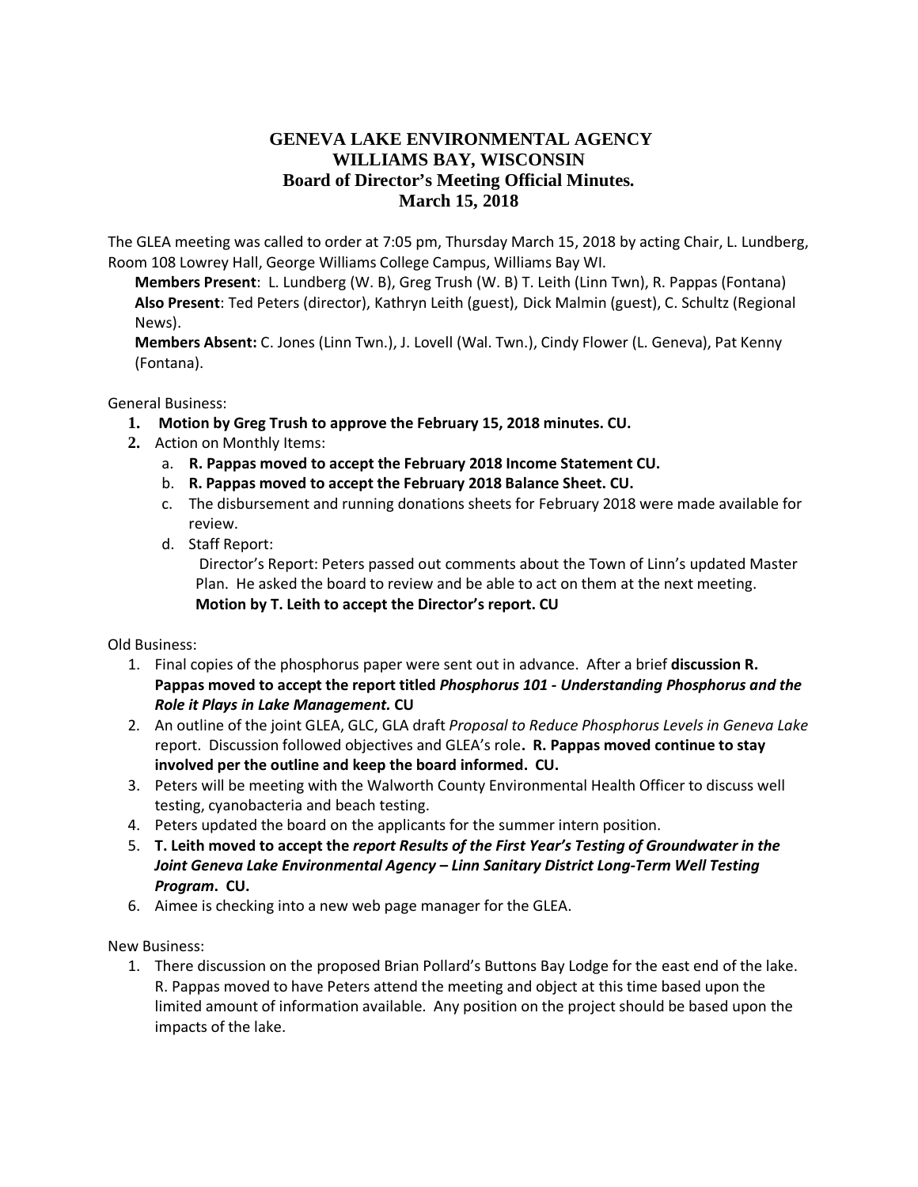# GENEVA LAKE ENVIRONMENTAL AGENCY
# WILLIAMS BAY, WISCONSIN
## Board of Director's Meeting Official Minutes.
## March 15, 2018

The GLEA meeting was called to order at 7:05 pm, Thursday March 15, 2018 by acting Chair, L. Lundberg, Room 108 Lowrey Hall, George Williams College Campus, Williams Bay WI.

**Members Present**: L. Lundberg (W. B), Greg Trush (W. B) T. Leith (Linn Twn), R. Pappas (Fontana)
**Also Present**: Ted Peters (director), Kathryn Leith (guest), Dick Malmin (guest), C. Schultz (Regional News).
**Members Absent:** C. Jones (Linn Twn.), J. Lovell (Wal. Twn.), Cindy Flower (L. Geneva), Pat Kenny (Fontana).

General Business:

1. **Motion by Greg Trush to approve the February 15, 2018 minutes. CU.**
2. Action on Monthly Items:
   a. **R. Pappas moved to accept the February 2018 Income Statement CU.**
   b. **R. Pappas moved to accept the February 2018 Balance Sheet. CU.**
   c. The disbursement and running donations sheets for February 2018 were made available for review.
   d. Staff Report:
      Director's Report: Peters passed out comments about the Town of Linn's updated Master Plan. He asked the board to review and be able to act on them at the next meeting.
      **Motion by T. Leith to accept the Director's report. CU**

Old Business:

1. Final copies of the phosphorus paper were sent out in advance. After a brief **discussion R. Pappas moved to accept the report titled *Phosphorus 101 - Understanding Phosphorus and the Role it Plays in Lake Management.* CU**
2. An outline of the joint GLEA, GLC, GLA draft *Proposal to Reduce Phosphorus Levels in Geneva Lake* report. Discussion followed objectives and GLEA's role**. R. Pappas moved continue to stay involved per the outline and keep the board informed. CU.**
3. Peters will be meeting with the Walworth County Environmental Health Officer to discuss well testing, cyanobacteria and beach testing.
4. Peters updated the board on the applicants for the summer intern position.
5. **T. Leith moved to accept the *report Results of the First Year's Testing of Groundwater in the Joint Geneva Lake Environmental Agency – Linn Sanitary District Long-Term Well Testing Program*. CU.**
6. Aimee is checking into a new web page manager for the GLEA.

New Business:

1. There discussion on the proposed Brian Pollard's Buttons Bay Lodge for the east end of the lake. R. Pappas moved to have Peters attend the meeting and object at this time based upon the limited amount of information available. Any position on the project should be based upon the impacts of the lake.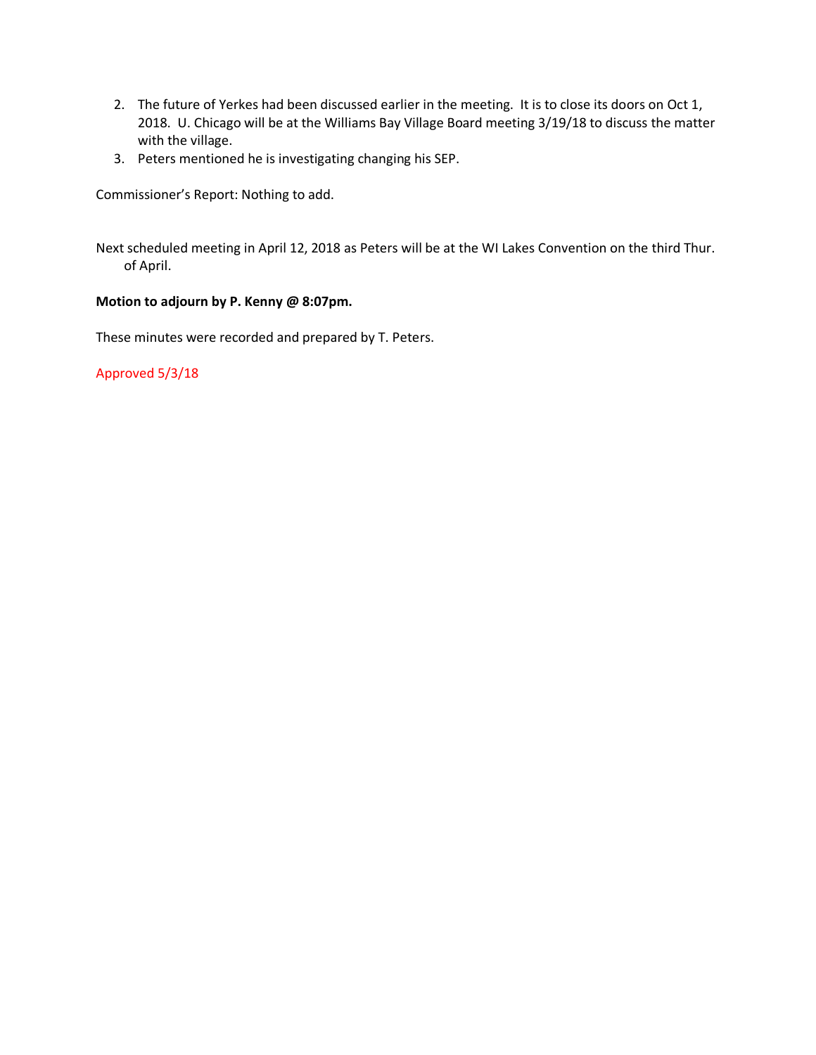2. The future of Yerkes had been discussed earlier in the meeting. It is to close its doors on Oct 1, 2018. U. Chicago will be at the Williams Bay Village Board meeting 3/19/18 to discuss the matter with the village.
3. Peters mentioned he is investigating changing his SEP.

Commissioner's Report: Nothing to add.

Next scheduled meeting in April 12, 2018 as Peters will be at the WI Lakes Convention on the third Thur. of April.

**Motion to adjourn by P. Kenny @ 8:07pm.**

These minutes were recorded and prepared by T. Peters.

Approved 5/3/18